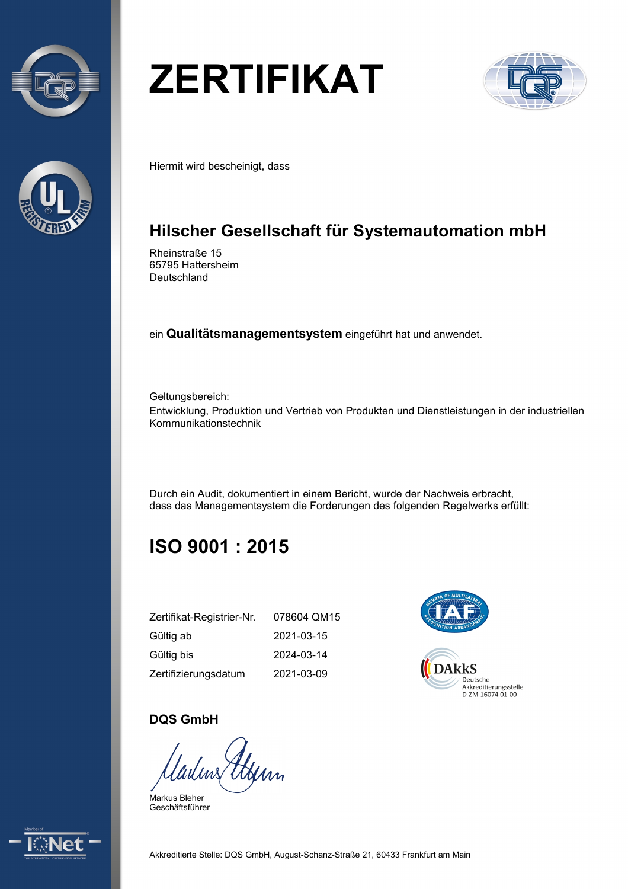# ZERTIFIKAT

Hiermit wird bescheinigt, dass

## Hilscher Gesellschaft für Systemautomation mbH

Rheinstraße 15
65795 Hattersheim
Deutschland

ein **Qualitätsmanagementsystem** eingeführt hat und anwendet.

Geltungsbereich:
Entwicklung, Produktion und Vertrieb von Produkten und Dienstleistungen in der industriellen Kommunikationstechnik

Durch ein Audit, dokumentiert in einem Bericht, wurde der Nachweis erbracht,
dass das Managementsystem die Forderungen des folgenden Regelwerks erfüllt:

## ISO 9001 : 2015

| | |
|---|---|
| Zertifikat-Registrier-Nr. | 078604 QM15 |
| Gültig ab | 2021-03-15 |
| Gültig bis | 2024-03-14 |
| Zertifizierungsdatum | 2021-03-09 |

DAkkS
Deutsche Akkreditierungsstelle
D-ZM-16074-01-00

**DQS GmbH**

Markus Bleher
Geschäftsführer

Akkreditierte Stelle: DQS GmbH, August-Schanz-Straße 21, 60433 Frankfurt am Main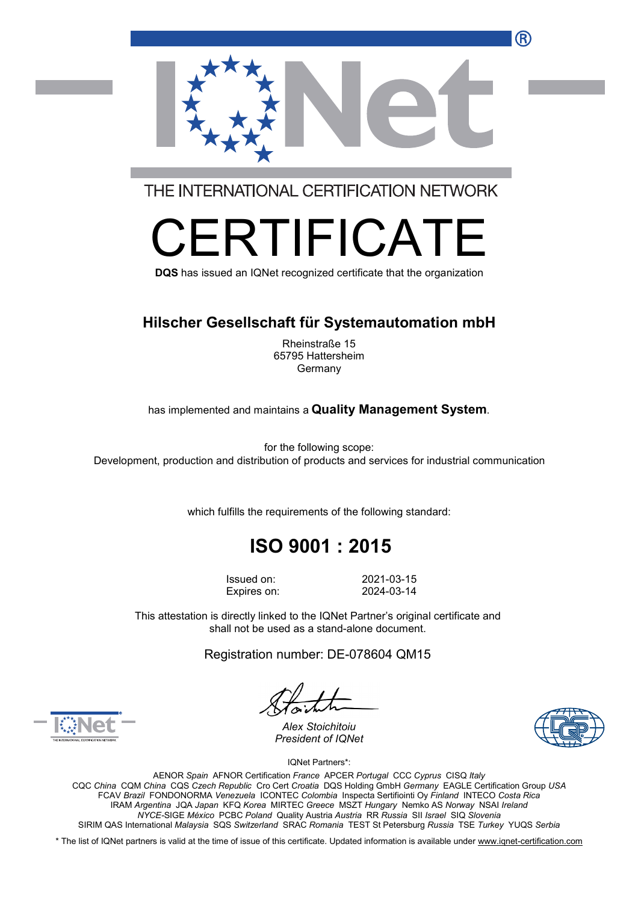THE INTERNATIONAL CERTIFICATION NETWORK

# CERTIFICATE

**DQS** has issued an IQNet recognized certificate that the organization

## Hilscher Gesellschaft für Systemautomation mbH

Rheinstraße 15
65795 Hattersheim
Germany

has implemented and maintains a **Quality Management System**.

for the following scope:
Development, production and distribution of products and services for industrial communication

which fulfills the requirements of the following standard:

## ISO 9001 : 2015

Issued on: 2021-03-15
Expires on: 2024-03-14

This attestation is directly linked to the IQNet Partner's original certificate and shall not be used as a stand-alone document.

Registration number: DE-078604 QM15

*Alex Stoichitoiu*
*President of IQNet*

IQNet Partners*:

AENOR *Spain* AFNOR Certification *France* APCER *Portugal* CCC *Cyprus* CISQ *Italy*
CQC *China* CQM *China* CQS *Czech Republic* Cro Cert *Croatia* DQS Holding GmbH *Germany* EAGLE Certification Group *USA*
FCAV *Brazil* FONDONORMA *Venezuela* ICONTEC *Colombia* Inspecta Sertifiointi Oy *Finland* INTECO *Costa Rica*
IRAM *Argentina* JQA *Japan* KFQ *Korea* MIRTEC *Greece* MSZT *Hungary* Nemko AS *Norway* NSAI *Ireland*
*NYCE*-SIGE *México* PCBC *Poland* Quality Austria *Austria* RR *Russia* SII *Israel* SIQ *Slovenia*
SIRIM QAS International *Malaysia* SQS *Switzerland* SRAC *Romania* TEST St Petersburg *Russia* TSE *Turkey* YUQS *Serbia*

* The list of IQNet partners is valid at the time of issue of this certificate. Updated information is available under www.iqnet-certification.com